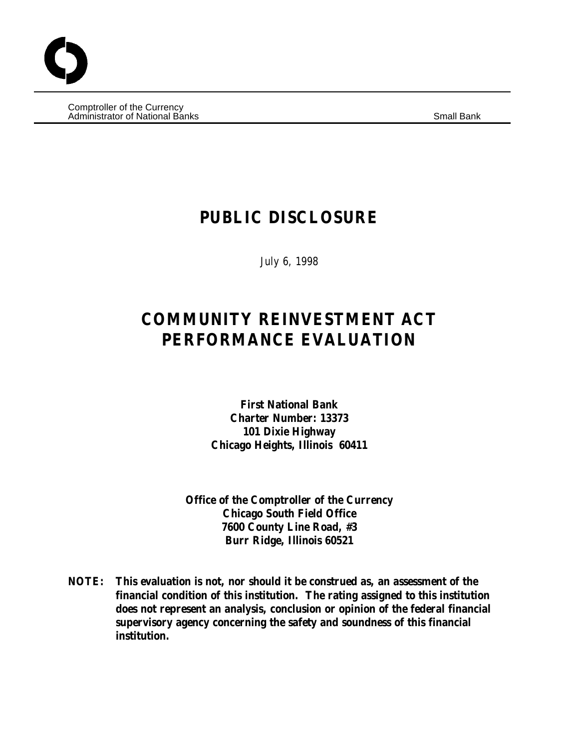Comptroller of the Currency
Administrator of National Banks

Small Bank

# PUBLIC DISCLOSURE

July 6, 1998

# COMMUNITY REINVESTMENT ACT PERFORMANCE EVALUATION

**First National Bank**
**Charter Number: 13373**
**101 Dixie Highway**
**Chicago Heights, Illinois 60411**

**Office of the Comptroller of the Currency**
**Chicago South Field Office**
**7600 County Line Road, #3**
**Burr Ridge, Illinois 60521**

**NOTE: This evaluation is not, nor should it be construed as, an assessment of the financial condition of this institution. The rating assigned to this institution does not represent an analysis, conclusion or opinion of the federal financial supervisory agency concerning the safety and soundness of this financial institution.**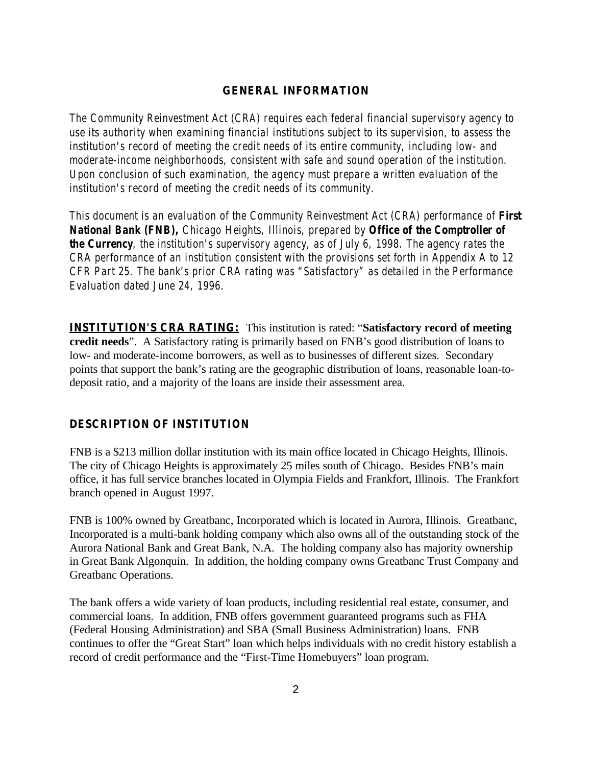## GENERAL INFORMATION

*The Community Reinvestment Act (CRA) requires each federal financial supervisory agency to use its authority when examining financial institutions subject to its supervision, to assess the institution's record of meeting the credit needs of its entire community, including low- and moderate-income neighborhoods, consistent with safe and sound operation of the institution. Upon conclusion of such examination, the agency must prepare a written evaluation of the institution's record of meeting the credit needs of its community.*

*This document is an evaluation of the Community Reinvestment Act (CRA) performance of* ***First National Bank (FNB),*** *Chicago Heights, Illinois, prepared by* ***Office of the Comptroller of the Currency****, the institution's supervisory agency, as of July 6, 1998. The agency rates the CRA performance of an institution consistent with the provisions set forth in Appendix A to 12 CFR Part 25. The bank's prior CRA rating was "Satisfactory" as detailed in the Performance Evaluation dated June 24, 1996.*

**INSTITUTION'S CRA RATING:** This institution is rated: "**Satisfactory record of meeting credit needs**". A Satisfactory rating is primarily based on FNB's good distribution of loans to low- and moderate-income borrowers, as well as to businesses of different sizes. Secondary points that support the bank's rating are the geographic distribution of loans, reasonable loan-to-deposit ratio, and a majority of the loans are inside their assessment area.

## DESCRIPTION OF INSTITUTION

FNB is a $213 million dollar institution with its main office located in Chicago Heights, Illinois. The city of Chicago Heights is approximately 25 miles south of Chicago. Besides FNB's main office, it has full service branches located in Olympia Fields and Frankfort, Illinois. The Frankfort branch opened in August 1997.

FNB is 100% owned by Greatbanc, Incorporated which is located in Aurora, Illinois. Greatbanc, Incorporated is a multi-bank holding company which also owns all of the outstanding stock of the Aurora National Bank and Great Bank, N.A. The holding company also has majority ownership in Great Bank Algonquin. In addition, the holding company owns Greatbanc Trust Company and Greatbanc Operations.

The bank offers a wide variety of loan products, including residential real estate, consumer, and commercial loans. In addition, FNB offers government guaranteed programs such as FHA (Federal Housing Administration) and SBA (Small Business Administration) loans. FNB continues to offer the "Great Start" loan which helps individuals with no credit history establish a record of credit performance and the "First-Time Homebuyers" loan program.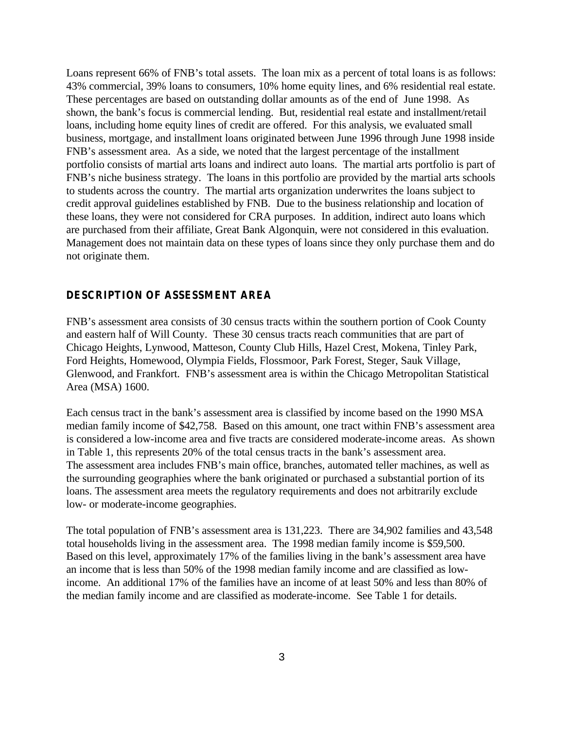Loans represent 66% of FNB's total assets. The loan mix as a percent of total loans is as follows: 43% commercial, 39% loans to consumers, 10% home equity lines, and 6% residential real estate. These percentages are based on outstanding dollar amounts as of the end of June 1998. As shown, the bank's focus is commercial lending. But, residential real estate and installment/retail loans, including home equity lines of credit are offered. For this analysis, we evaluated small business, mortgage, and installment loans originated between June 1996 through June 1998 inside FNB's assessment area. As a side, we noted that the largest percentage of the installment portfolio consists of martial arts loans and indirect auto loans. The martial arts portfolio is part of FNB's niche business strategy. The loans in this portfolio are provided by the martial arts schools to students across the country. The martial arts organization underwrites the loans subject to credit approval guidelines established by FNB. Due to the business relationship and location of these loans, they were not considered for CRA purposes. In addition, indirect auto loans which are purchased from their affiliate, Great Bank Algonquin, were not considered in this evaluation. Management does not maintain data on these types of loans since they only purchase them and do not originate them.

## DESCRIPTION OF ASSESSMENT AREA

FNB's assessment area consists of 30 census tracts within the southern portion of Cook County and eastern half of Will County. These 30 census tracts reach communities that are part of Chicago Heights, Lynwood, Matteson, County Club Hills, Hazel Crest, Mokena, Tinley Park, Ford Heights, Homewood, Olympia Fields, Flossmoor, Park Forest, Steger, Sauk Village, Glenwood, and Frankfort. FNB's assessment area is within the Chicago Metropolitan Statistical Area (MSA) 1600.

Each census tract in the bank's assessment area is classified by income based on the 1990 MSA median family income of $42,758. Based on this amount, one tract within FNB's assessment area is considered a low-income area and five tracts are considered moderate-income areas. As shown in Table 1, this represents 20% of the total census tracts in the bank's assessment area. The assessment area includes FNB's main office, branches, automated teller machines, as well as the surrounding geographies where the bank originated or purchased a substantial portion of its loans. The assessment area meets the regulatory requirements and does not arbitrarily exclude low- or moderate-income geographies.

The total population of FNB's assessment area is 131,223. There are 34,902 families and 43,548 total households living in the assessment area. The 1998 median family income is $59,500. Based on this level, approximately 17% of the families living in the bank's assessment area have an income that is less than 50% of the 1998 median family income and are classified as low-income. An additional 17% of the families have an income of at least 50% and less than 80% of the median family income and are classified as moderate-income. See Table 1 for details.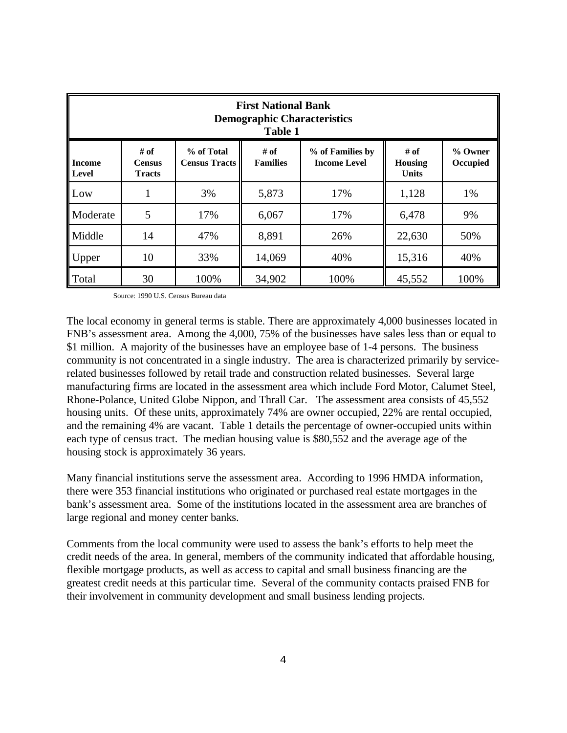| **First National Bank Demographic Characteristics Table 1** | | | | | | |
|---|---|---|---|---|---|---|
| **Income Level** | **# of Census Tracts** | **% of Total Census Tracts** | **# of Families** | **% of Families by Income Level** | **# of Housing Units** | **% Owner Occupied** |
| Low | 1 | 3% | 5,873 | 17% | 1,128 | 1% |
| Moderate | 5 | 17% | 6,067 | 17% | 6,478 | 9% |
| Middle | 14 | 47% | 8,891 | 26% | 22,630 | 50% |
| Upper | 10 | 33% | 14,069 | 40% | 15,316 | 40% |
| Total | 30 | 100% | 34,902 | 100% | 45,552 | 100% |

Source: 1990 U.S. Census Bureau data

The local economy in general terms is stable. There are approximately 4,000 businesses located in FNB's assessment area. Among the 4,000, 75% of the businesses have sales less than or equal to $1 million. A majority of the businesses have an employee base of 1-4 persons. The business community is not concentrated in a single industry. The area is characterized primarily by service-related businesses followed by retail trade and construction related businesses. Several large manufacturing firms are located in the assessment area which include Ford Motor, Calumet Steel, Rhone-Polance, United Globe Nippon, and Thrall Car. The assessment area consists of 45,552 housing units. Of these units, approximately 74% are owner occupied, 22% are rental occupied, and the remaining 4% are vacant. Table 1 details the percentage of owner-occupied units within each type of census tract. The median housing value is $80,552 and the average age of the housing stock is approximately 36 years.

Many financial institutions serve the assessment area. According to 1996 HMDA information, there were 353 financial institutions who originated or purchased real estate mortgages in the bank's assessment area. Some of the institutions located in the assessment area are branches of large regional and money center banks.

Comments from the local community were used to assess the bank's efforts to help meet the credit needs of the area. In general, members of the community indicated that affordable housing, flexible mortgage products, as well as access to capital and small business financing are the greatest credit needs at this particular time. Several of the community contacts praised FNB for their involvement in community development and small business lending projects.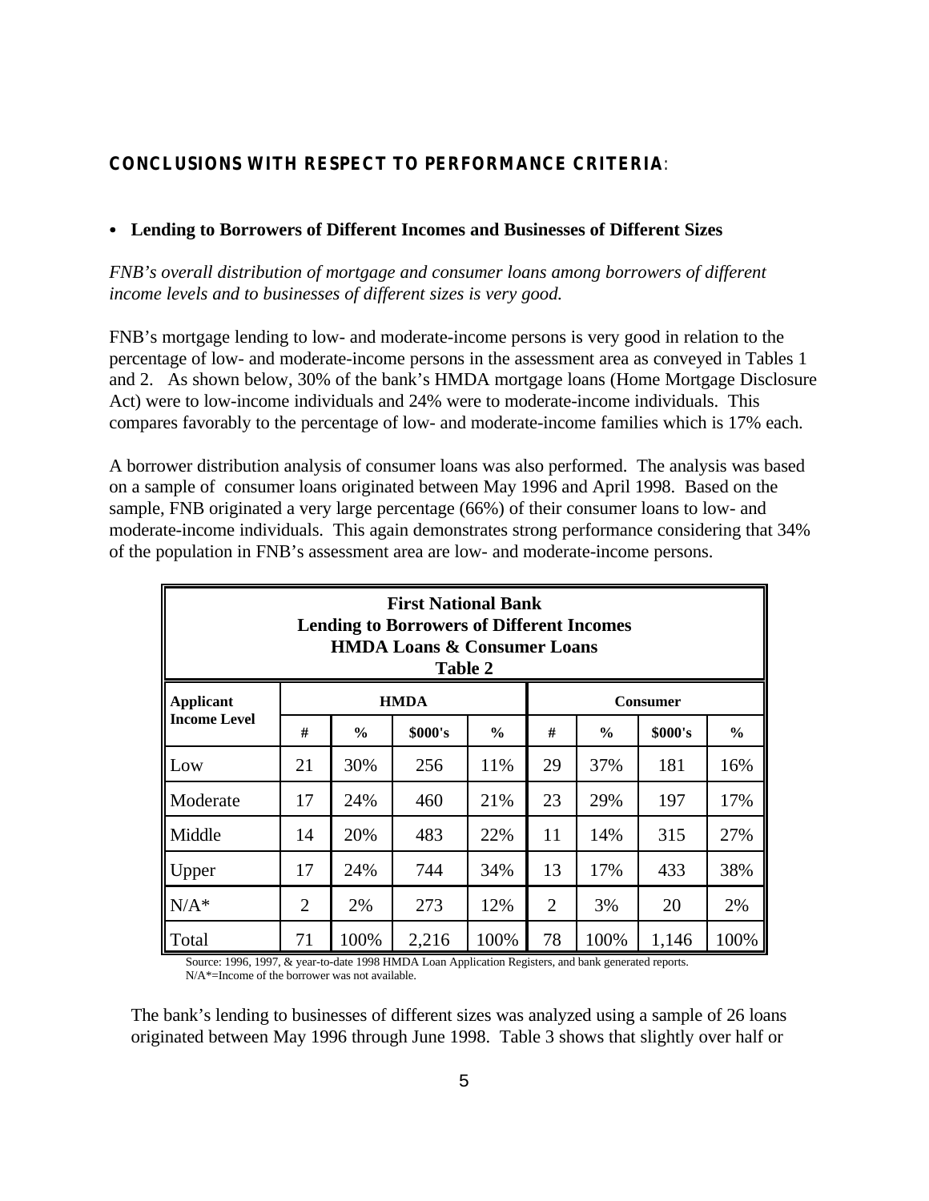**CONCLUSIONS WITH RESPECT TO PERFORMANCE CRITERIA**:

- **Lending to Borrowers of Different Incomes and Businesses of Different Sizes**

*FNB's overall distribution of mortgage and consumer loans among borrowers of different income levels and to businesses of different sizes is very good.*

FNB's mortgage lending to low- and moderate-income persons is very good in relation to the percentage of low- and moderate-income persons in the assessment area as conveyed in Tables 1 and 2. As shown below, 30% of the bank's HMDA mortgage loans (Home Mortgage Disclosure Act) were to low-income individuals and 24% were to moderate-income individuals. This compares favorably to the percentage of low- and moderate-income families which is 17% each.

A borrower distribution analysis of consumer loans was also performed. The analysis was based on a sample of consumer loans originated between May 1996 and April 1998. Based on the sample, FNB originated a very large percentage (66%) of their consumer loans to low- and moderate-income individuals. This again demonstrates strong performance considering that 34% of the population in FNB's assessment area are low- and moderate-income persons.

**First National Bank**
**Lending to Borrowers of Different Incomes**
**HMDA Loans & Consumer Loans**
**Table 2**

| Applicant Income Level | HMDA | | | | Consumer | | | |
|---|---|---|---|---|---|---|---|---|
| | # | % | $000's | % | # | % | $000's | % |
| Low | 21 | 30% | 256 | 11% | 29 | 37% | 181 | 16% |
| Moderate | 17 | 24% | 460 | 21% | 23 | 29% | 197 | 17% |
| Middle | 14 | 20% | 483 | 22% | 11 | 14% | 315 | 27% |
| Upper | 17 | 24% | 744 | 34% | 13 | 17% | 433 | 38% |
| N/A* | 2 | 2% | 273 | 12% | 2 | 3% | 20 | 2% |
| Total | 71 | 100% | 2,216 | 100% | 78 | 100% | 1,146 | 100% |

Source: 1996, 1997, & year-to-date 1998 HMDA Loan Application Registers, and bank generated reports.
N/A*=Income of the borrower was not available.

The bank's lending to businesses of different sizes was analyzed using a sample of 26 loans originated between May 1996 through June 1998. Table 3 shows that slightly over half or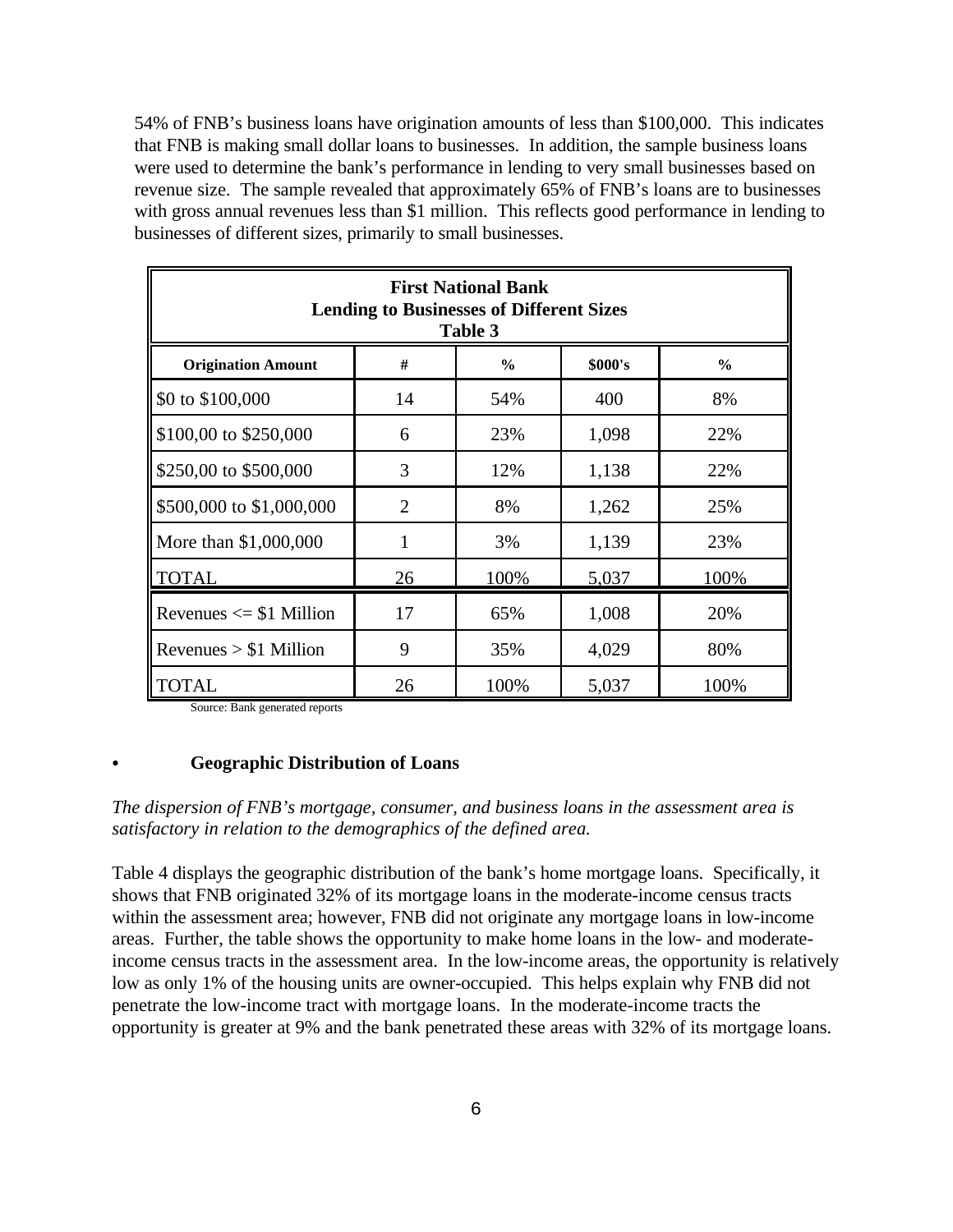54% of FNB's business loans have origination amounts of less than $100,000. This indicates that FNB is making small dollar loans to businesses. In addition, the sample business loans were used to determine the bank's performance in lending to very small businesses based on revenue size. The sample revealed that approximately 65% of FNB's loans are to businesses with gross annual revenues less than $1 million. This reflects good performance in lending to businesses of different sizes, primarily to small businesses.

| **First National Bank<br>Lending to Businesses of Different Sizes<br>Table 3** | | | | |
|---|---|---|---|---|
| **Origination Amount** | **#** | **%** | **$000's** | **%** |
| $0 to $100,000 | 14 | 54% | 400 | 8% |
| $100,00 to $250,000 | 6 | 23% | 1,098 | 22% |
| $250,00 to $500,000 | 3 | 12% | 1,138 | 22% |
| $500,000 to $1,000,000 | 2 | 8% | 1,262 | 25% |
| More than $1,000,000 | 1 | 3% | 1,139 | 23% |
| TOTAL | 26 | 100% | 5,037 | 100% |
| Revenues <= $1 Million | 17 | 65% | 1,008 | 20% |
| Revenues > $1 Million | 9 | 35% | 4,029 | 80% |
| TOTAL | 26 | 100% | 5,037 | 100% |

Source: Bank generated reports

- **Geographic Distribution of Loans**

*The dispersion of FNB's mortgage, consumer, and business loans in the assessment area is satisfactory in relation to the demographics of the defined area.*

Table 4 displays the geographic distribution of the bank's home mortgage loans. Specifically, it shows that FNB originated 32% of its mortgage loans in the moderate-income census tracts within the assessment area; however, FNB did not originate any mortgage loans in low-income areas. Further, the table shows the opportunity to make home loans in the low- and moderate-income census tracts in the assessment area. In the low-income areas, the opportunity is relatively low as only 1% of the housing units are owner-occupied. This helps explain why FNB did not penetrate the low-income tract with mortgage loans. In the moderate-income tracts the opportunity is greater at 9% and the bank penetrated these areas with 32% of its mortgage loans.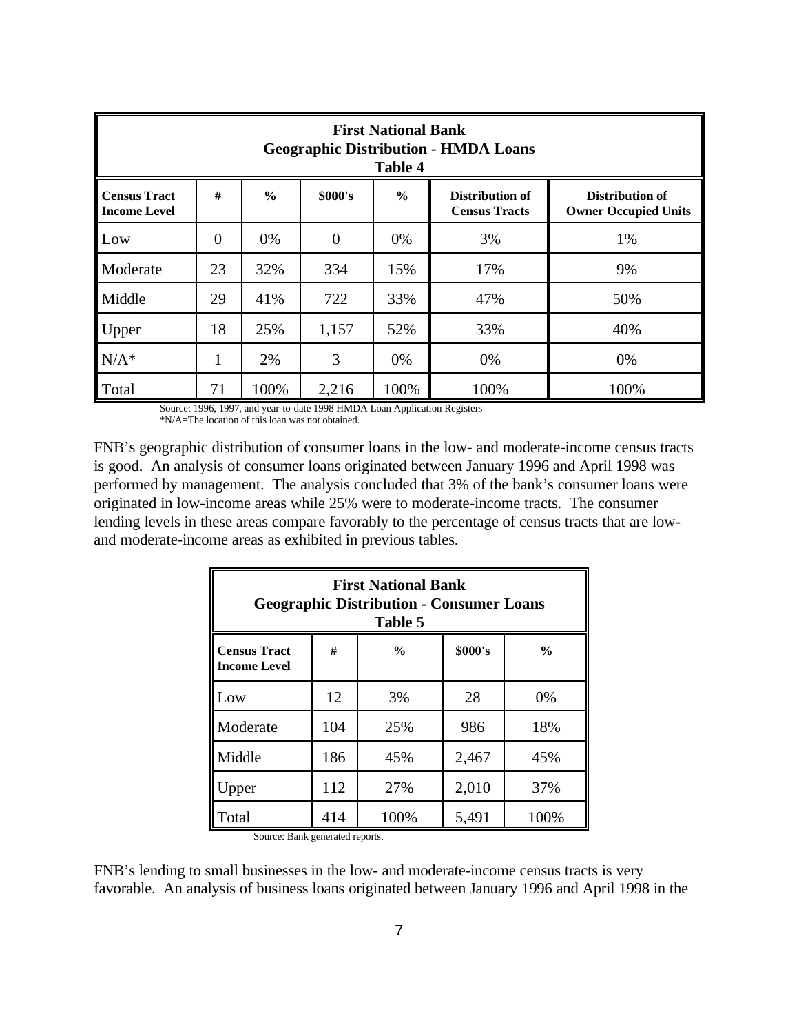| First National Bank Geographic Distribution - HMDA Loans Table 4 | | | | | | |
|---|---|---|---|---|---|---|
| **Census Tract Income Level** | **#** | **%** | **$000's** | **%** | **Distribution of Census Tracts** | **Distribution of Owner Occupied Units** |
| Low | 0 | 0% | 0 | 0% | 3% | 1% |
| Moderate | 23 | 32% | 334 | 15% | 17% | 9% |
| Middle | 29 | 41% | 722 | 33% | 47% | 50% |
| Upper | 18 | 25% | 1,157 | 52% | 33% | 40% |
| N/A* | 1 | 2% | 3 | 0% | 0% | 0% |
| Total | 71 | 100% | 2,216 | 100% | 100% | 100% |

Source: 1996, 1997, and year-to-date 1998 HMDA Loan Application Registers
*N/A=The location of this loan was not obtained.

FNB's geographic distribution of consumer loans in the low- and moderate-income census tracts is good. An analysis of consumer loans originated between January 1996 and April 1998 was performed by management. The analysis concluded that 3% of the bank's consumer loans were originated in low-income areas while 25% were to moderate-income tracts. The consumer lending levels in these areas compare favorably to the percentage of census tracts that are low- and moderate-income areas as exhibited in previous tables.

| First National Bank Geographic Distribution - Consumer Loans Table 5 | | | | |
|---|---|---|---|---|
| **Census Tract Income Level** | **#** | **%** | **$000's** | **%** |
| Low | 12 | 3% | 28 | 0% |
| Moderate | 104 | 25% | 986 | 18% |
| Middle | 186 | 45% | 2,467 | 45% |
| Upper | 112 | 27% | 2,010 | 37% |
| Total | 414 | 100% | 5,491 | 100% |

Source: Bank generated reports.

FNB's lending to small businesses in the low- and moderate-income census tracts is very favorable. An analysis of business loans originated between January 1996 and April 1998 in the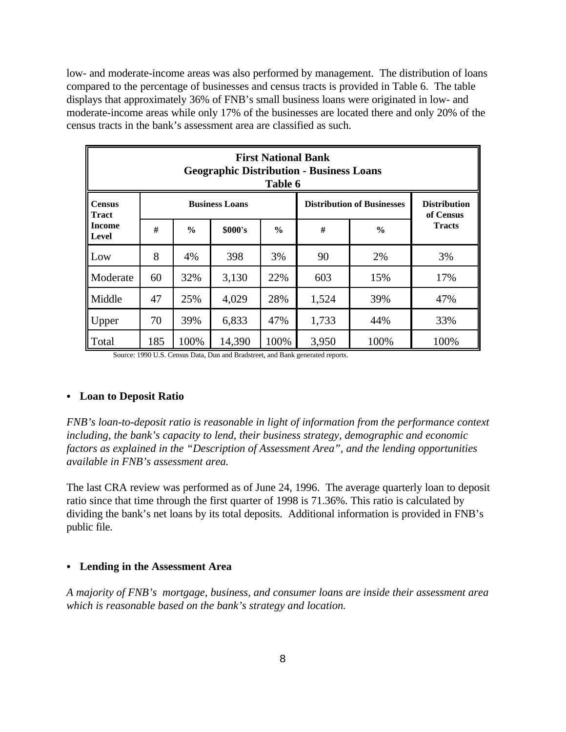low- and moderate-income areas was also performed by management. The distribution of loans compared to the percentage of businesses and census tracts is provided in Table 6. The table displays that approximately 36% of FNB's small business loans were originated in low- and moderate-income areas while only 17% of the businesses are located there and only 20% of the census tracts in the bank's assessment area are classified as such.

**First National Bank**
**Geographic Distribution - Business Loans**
**Table 6**

| Census Tract Income Level | Business Loans | | | | Distribution of Businesses | | Distribution of Census Tracts |
|---|---|---|---|---|---|---|---|
| | # | % | $000's | % | # | % | |
| Low | 8 | 4% | 398 | 3% | 90 | 2% | 3% |
| Moderate | 60 | 32% | 3,130 | 22% | 603 | 15% | 17% |
| Middle | 47 | 25% | 4,029 | 28% | 1,524 | 39% | 47% |
| Upper | 70 | 39% | 6,833 | 47% | 1,733 | 44% | 33% |
| Total | 185 | 100% | 14,390 | 100% | 3,950 | 100% | 100% |

Source: 1990 U.S. Census Data, Dun and Bradstreet, and Bank generated reports.

- **Loan to Deposit Ratio**

*FNB's loan-to-deposit ratio is reasonable in light of information from the performance context including, the bank's capacity to lend, their business strategy, demographic and economic factors as explained in the "Description of Assessment Area", and the lending opportunities available in FNB's assessment area.*

The last CRA review was performed as of June 24, 1996. The average quarterly loan to deposit ratio since that time through the first quarter of 1998 is 71.36%. This ratio is calculated by dividing the bank's net loans by its total deposits. Additional information is provided in FNB's public file.

- **Lending in the Assessment Area**

*A majority of FNB's mortgage, business, and consumer loans are inside their assessment area which is reasonable based on the bank's strategy and location.*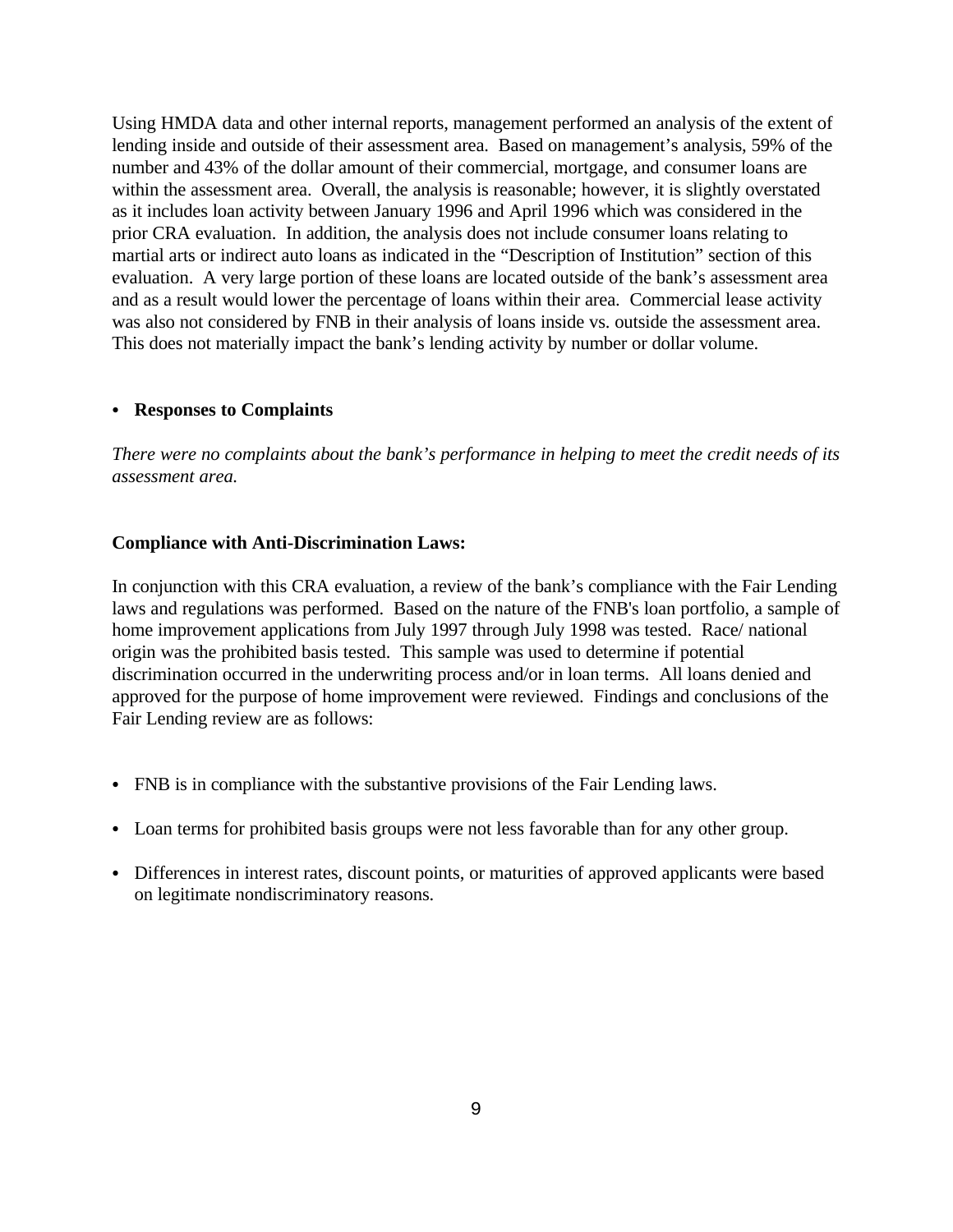Using HMDA data and other internal reports, management performed an analysis of the extent of lending inside and outside of their assessment area. Based on management's analysis, 59% of the number and 43% of the dollar amount of their commercial, mortgage, and consumer loans are within the assessment area. Overall, the analysis is reasonable; however, it is slightly overstated as it includes loan activity between January 1996 and April 1996 which was considered in the prior CRA evaluation. In addition, the analysis does not include consumer loans relating to martial arts or indirect auto loans as indicated in the "Description of Institution" section of this evaluation. A very large portion of these loans are located outside of the bank's assessment area and as a result would lower the percentage of loans within their area. Commercial lease activity was also not considered by FNB in their analysis of loans inside vs. outside the assessment area. This does not materially impact the bank's lending activity by number or dollar volume.

- **Responses to Complaints**

*There were no complaints about the bank's performance in helping to meet the credit needs of its assessment area.*

**Compliance with Anti-Discrimination Laws:**

In conjunction with this CRA evaluation, a review of the bank's compliance with the Fair Lending laws and regulations was performed. Based on the nature of the FNB's loan portfolio, a sample of home improvement applications from July 1997 through July 1998 was tested. Race/ national origin was the prohibited basis tested. This sample was used to determine if potential discrimination occurred in the underwriting process and/or in loan terms. All loans denied and approved for the purpose of home improvement were reviewed. Findings and conclusions of the Fair Lending review are as follows:

- FNB is in compliance with the substantive provisions of the Fair Lending laws.
- Loan terms for prohibited basis groups were not less favorable than for any other group.
- Differences in interest rates, discount points, or maturities of approved applicants were based on legitimate nondiscriminatory reasons.